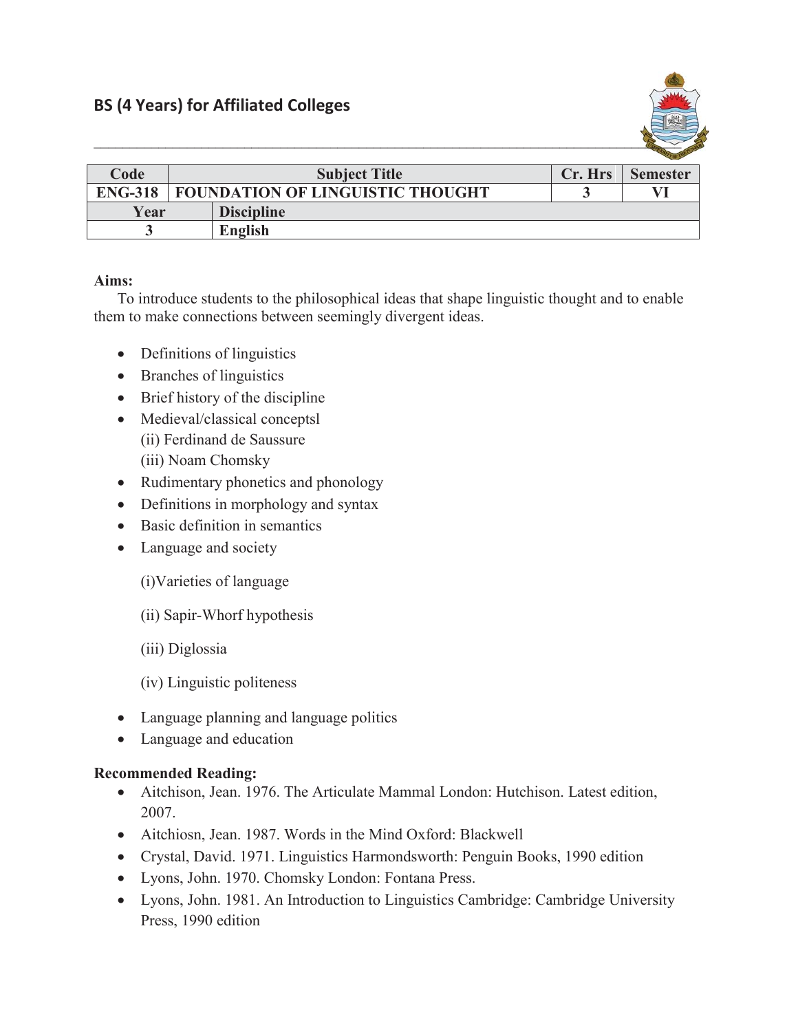## BS (4 Years) for Affiliated Colleges

| Code | Subject Title | | Cr. Hrs | Semester |
|---|---|---|---|---|
| ENG-318 | FOUNDATION OF LINGUISTIC THOUGHT | | 3 | VI |
| Year | Discipline | | | |
| 3 | English | | | |

**Aims:**

To introduce students to the philosophical ideas that shape linguistic thought and to enable them to make connections between seemingly divergent ideas.

- Definitions of linguistics
- Branches of linguistics
- Brief history of the discipline
- Medieval/classical conceptsl
  (ii) Ferdinand de Saussure
  (iii) Noam Chomsky
- Rudimentary phonetics and phonology
- Definitions in morphology and syntax
- Basic definition in semantics
- Language and society

  (i)Varieties of language

  (ii) Sapir-Whorf hypothesis

  (iii) Diglossia

  (iv) Linguistic politeness

- Language planning and language politics
- Language and education

**Recommended Reading:**

- Aitchison, Jean. 1976. The Articulate Mammal London: Hutchison. Latest edition, 2007.
- Aitchiosn, Jean. 1987. Words in the Mind Oxford: Blackwell
- Crystal, David. 1971. Linguistics Harmondsworth: Penguin Books, 1990 edition
- Lyons, John. 1970. Chomsky London: Fontana Press.
- Lyons, John. 1981. An Introduction to Linguistics Cambridge: Cambridge University Press, 1990 edition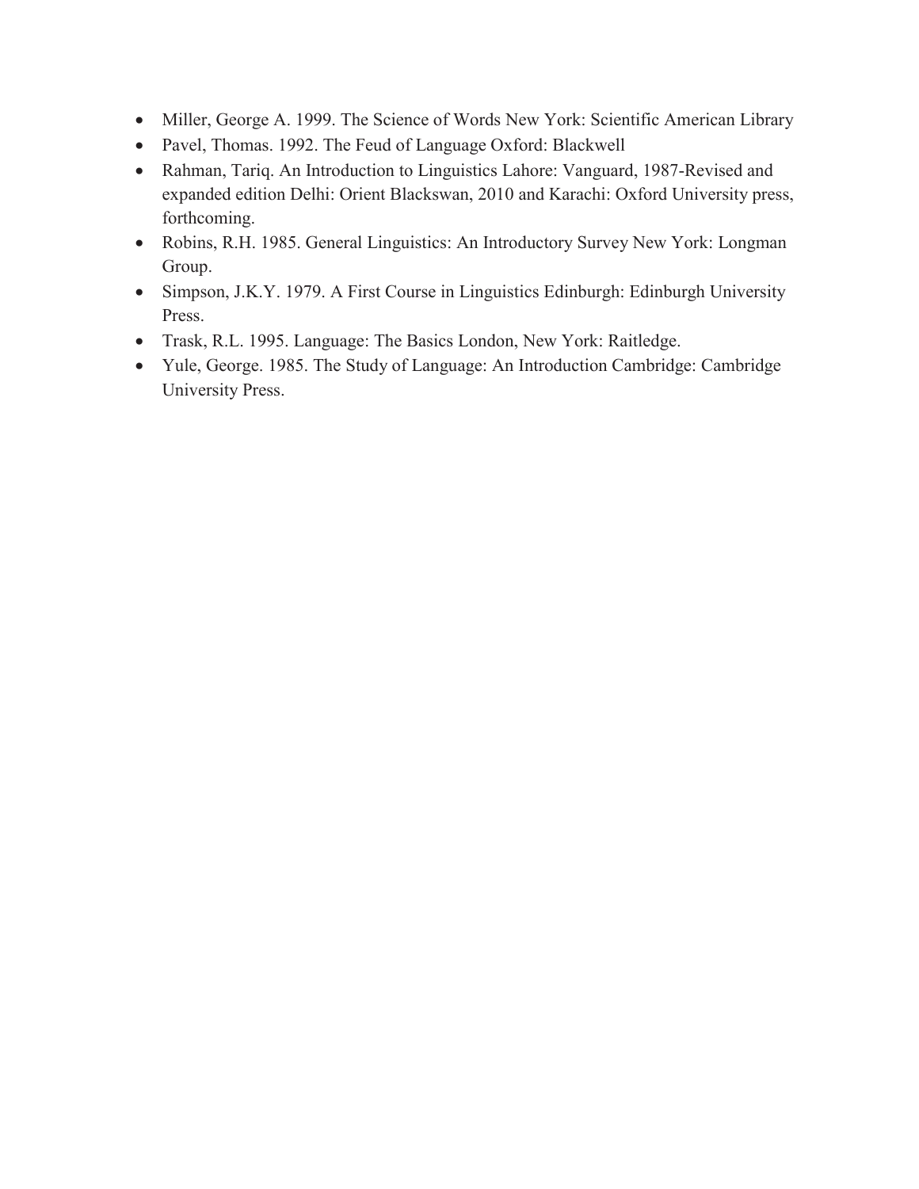- Miller, George A. 1999. The Science of Words New York: Scientific American Library
- Pavel, Thomas. 1992. The Feud of Language Oxford: Blackwell
- Rahman, Tariq. An Introduction to Linguistics Lahore: Vanguard, 1987-Revised and expanded edition Delhi: Orient Blackswan, 2010 and Karachi: Oxford University press, forthcoming.
- Robins, R.H. 1985. General Linguistics: An Introductory Survey New York: Longman Group.
- Simpson, J.K.Y. 1979. A First Course in Linguistics Edinburgh: Edinburgh University Press.
- Trask, R.L. 1995. Language: The Basics London, New York: Raitledge.
- Yule, George. 1985. The Study of Language: An Introduction Cambridge: Cambridge University Press.